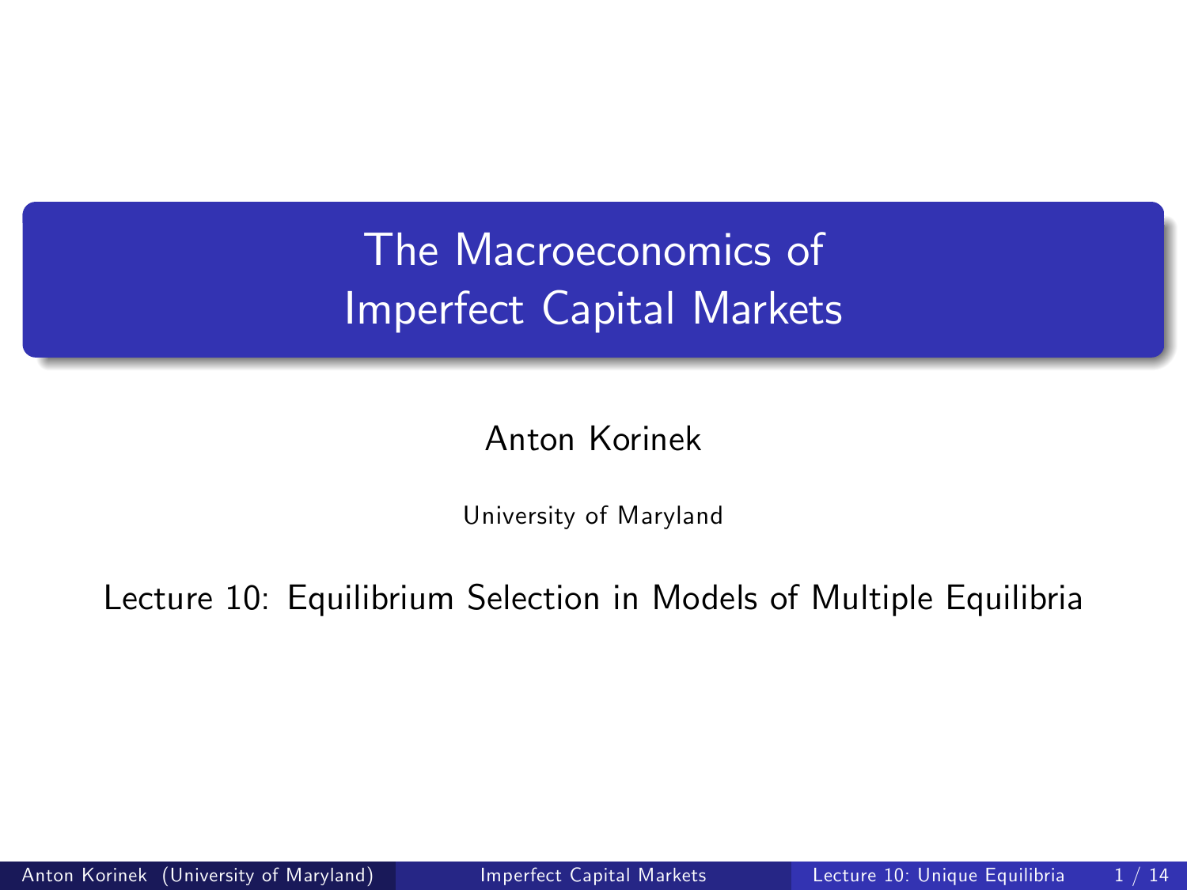# The Macroeconomics of Imperfect Capital Markets

Anton Korinek

University of Maryland

Lecture 10: Equilibrium Selection in Models of Multiple Equilibria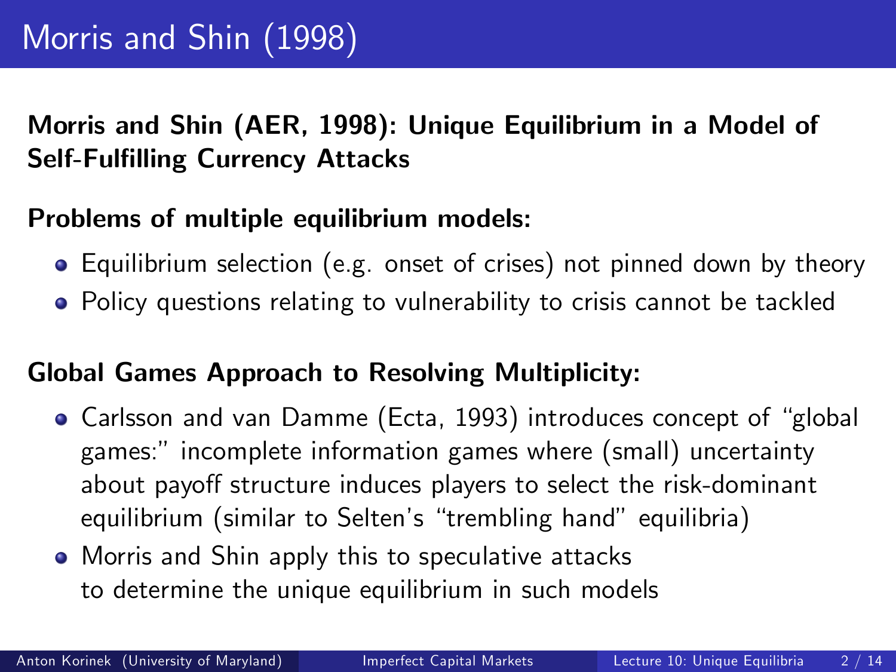# Morris and Shin (1998)

**Morris and Shin (AER, 1998): Unique Equilibrium in a Model of Self-Fulfilling Currency Attacks**

**Problems of multiple equilibrium models:**

- Equilibrium selection (e.g. onset of crises) not pinned down by theory
- Policy questions relating to vulnerability to crisis cannot be tackled

**Global Games Approach to Resolving Multiplicity:**

- Carlsson and van Damme (Ecta, 1993) introduces concept of "global games:" incomplete information games where (small) uncertainty about payoff structure induces players to select the risk-dominant equilibrium (similar to Selten's "trembling hand" equilibria)
- Morris and Shin apply this to speculative attacks to determine the unique equilibrium in such models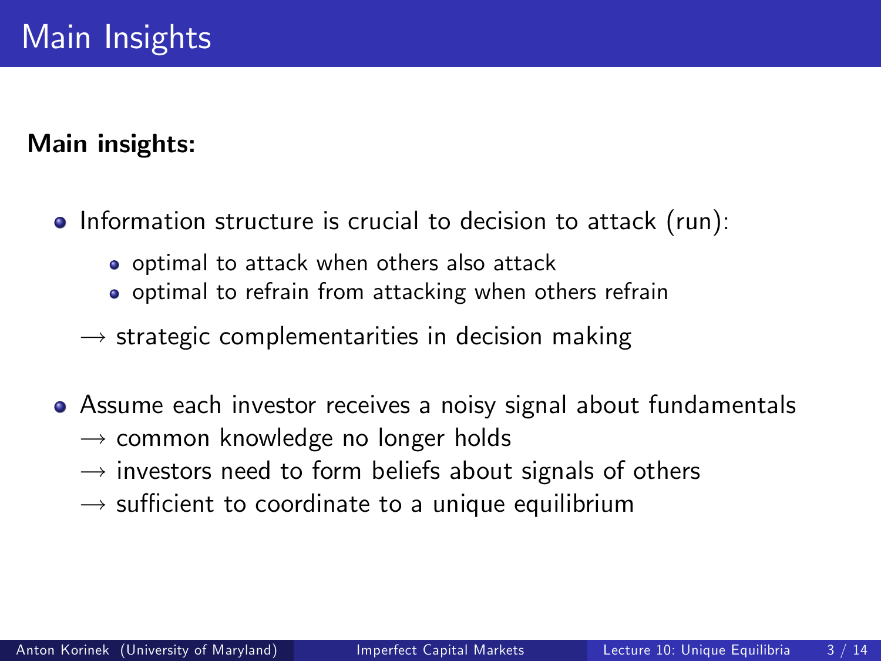# Main Insights

**Main insights:**

- Information structure is crucial to decision to attack (run):
  - optimal to attack when others also attack
  - optimal to refrain from attacking when others refrain

  $\longrightarrow$ strategic complementarities in decision making

- Assume each investor receives a noisy signal about fundamentals
  $\longrightarrow$ common knowledge no longer holds
  $\longrightarrow$ investors need to form beliefs about signals of others
  $\longrightarrow$ sufficient to coordinate to a unique equilibrium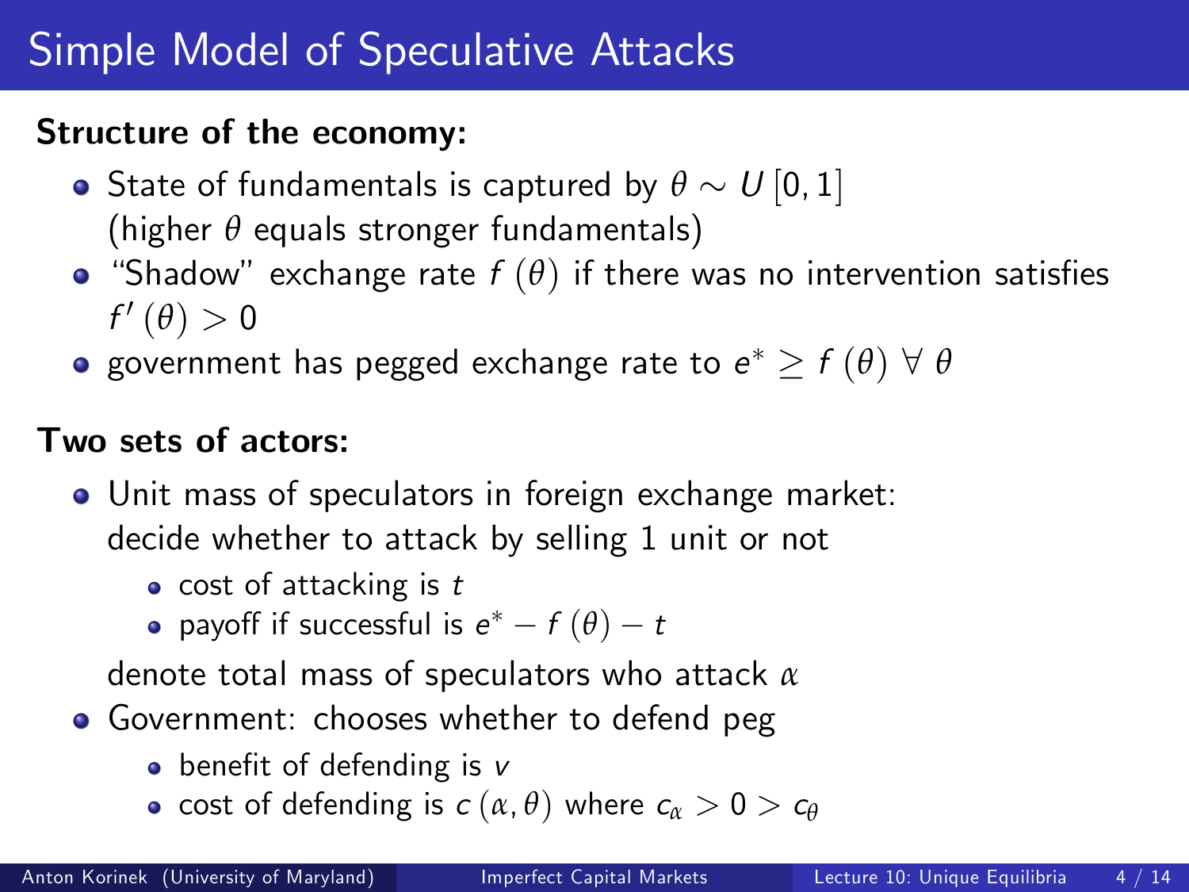# Simple Model of Speculative Attacks

**Structure of the economy:**

- State of fundamentals is captured by $\theta \sim U[0,1]$ (higher $\theta$ equals stronger fundamentals)
- "Shadow" exchange rate $f(\theta)$ if there was no intervention satisfies $f'(\theta) > 0$
- government has pegged exchange rate to $e^* \geq f(\theta)\ \forall\ \theta$

**Two sets of actors:**

- Unit mass of speculators in foreign exchange market: decide whether to attack by selling 1 unit or not
  - cost of attacking is $t$
  - payoff if successful is $e^* - f(\theta) - t$

  denote total mass of speculators who attack $\alpha$
- Government: chooses whether to defend peg
  - benefit of defending is $v$
  - cost of defending is $c(\alpha, \theta)$ where $c_\alpha > 0 > c_\theta$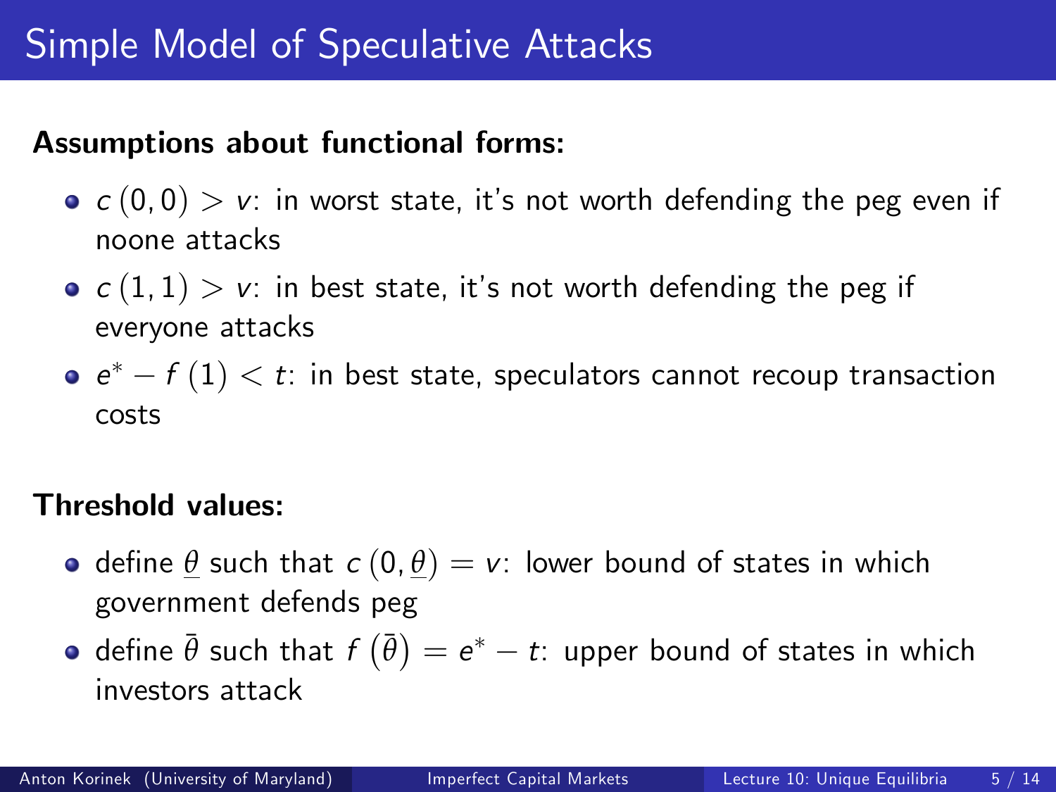# Simple Model of Speculative Attacks

**Assumptions about functional forms:**

- $c(0,0) > v$: in worst state, it's not worth defending the peg even if noone attacks
- $c(1,1) > v$: in best state, it's not worth defending the peg if everyone attacks
- $e^* - f(1) < t$: in best state, speculators cannot recoup transaction costs

**Threshold values:**

- define $\underline{\theta}$ such that $c(0,\underline{\theta}) = v$: lower bound of states in which government defends peg
- define $\bar{\theta}$ such that $f(\bar{\theta}) = e^* - t$: upper bound of states in which investors attack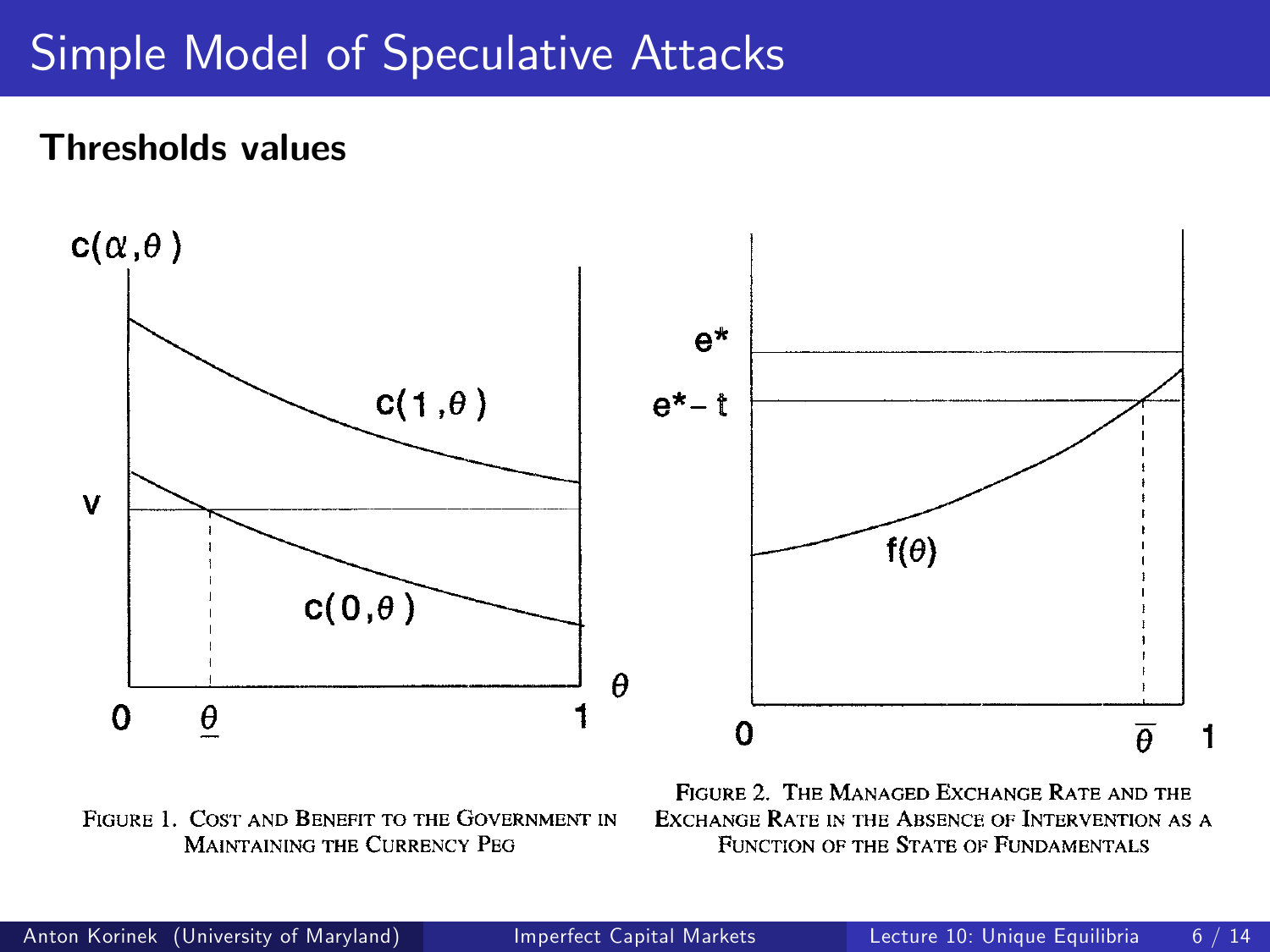# Simple Model of Speculative Attacks

**Thresholds values**

FIGURE 1. COST AND BENEFIT TO THE GOVERNMENT IN MAINTAINING THE CURRENCY PEG

FIGURE 2. THE MANAGED EXCHANGE RATE AND THE EXCHANGE RATE IN THE ABSENCE OF INTERVENTION AS A FUNCTION OF THE STATE OF FUNDAMENTALS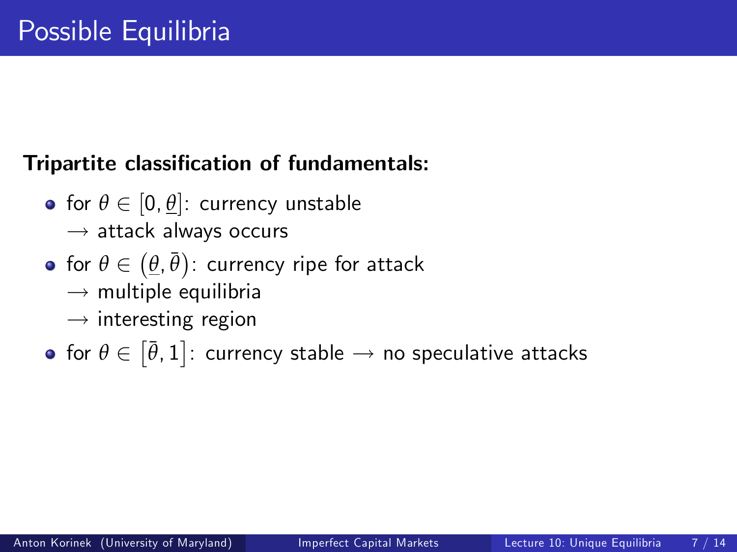# Possible Equilibria

**Tripartite classification of fundamentals:**

- for $\theta \in [0, \underline{\theta}]$: currency unstable
  $\rightarrow$ attack always occurs
- for $\theta \in \left(\underline{\theta}, \bar{\theta}\right)$: currency ripe for attack
  $\rightarrow$ multiple equilibria
  $\rightarrow$ interesting region
- for $\theta \in \left[\bar{\theta}, 1\right]$: currency stable $\rightarrow$ no speculative attacks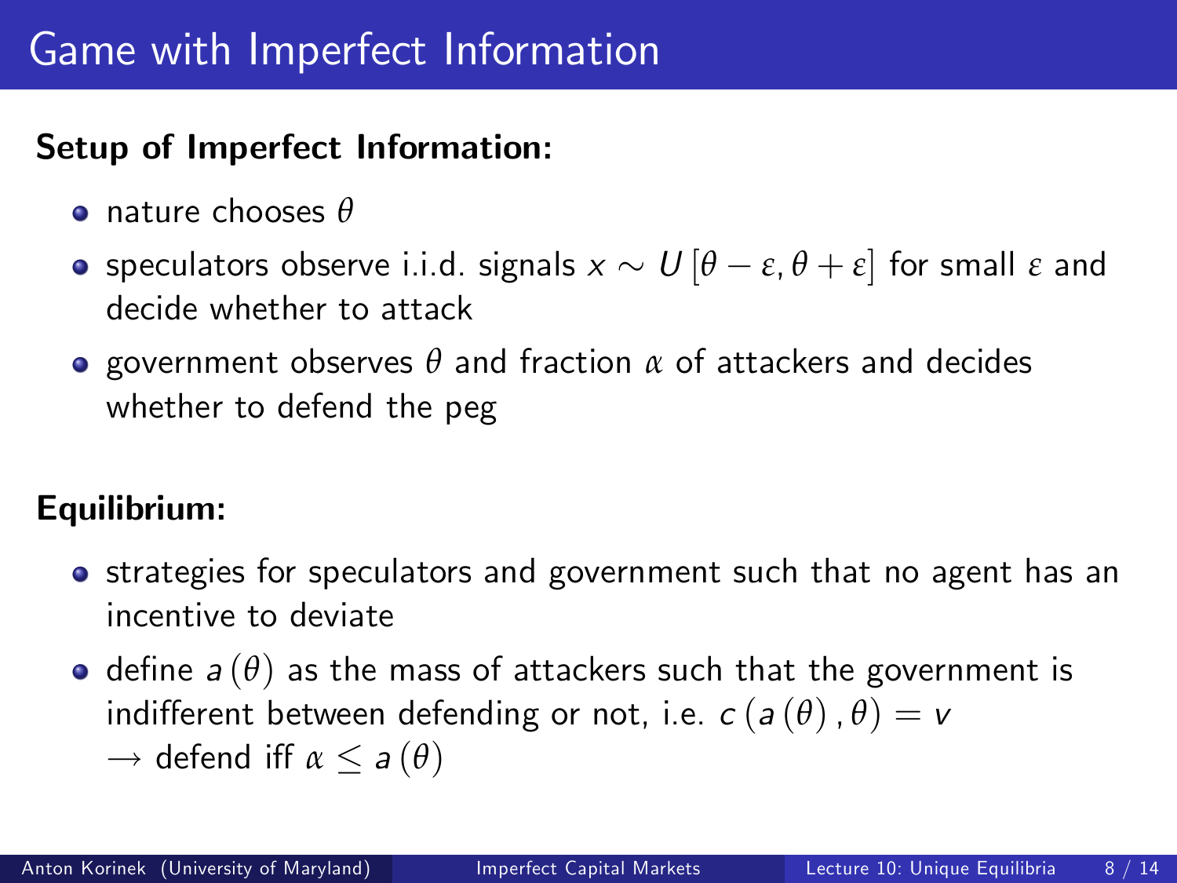# Game with Imperfect Information

**Setup of Imperfect Information:**

- nature chooses $\theta$
- speculators observe i.i.d. signals $x \sim U[\theta - \varepsilon, \theta + \varepsilon]$ for small $\varepsilon$ and decide whether to attack
- government observes $\theta$ and fraction $\alpha$ of attackers and decides whether to defend the peg

**Equilibrium:**

- strategies for speculators and government such that no agent has an incentive to deviate
- define $a(\theta)$ as the mass of attackers such that the government is indifferent between defending or not, i.e. $c(a(\theta), \theta) = v$
  $\rightarrow$ defend iff $\alpha \leq a(\theta)$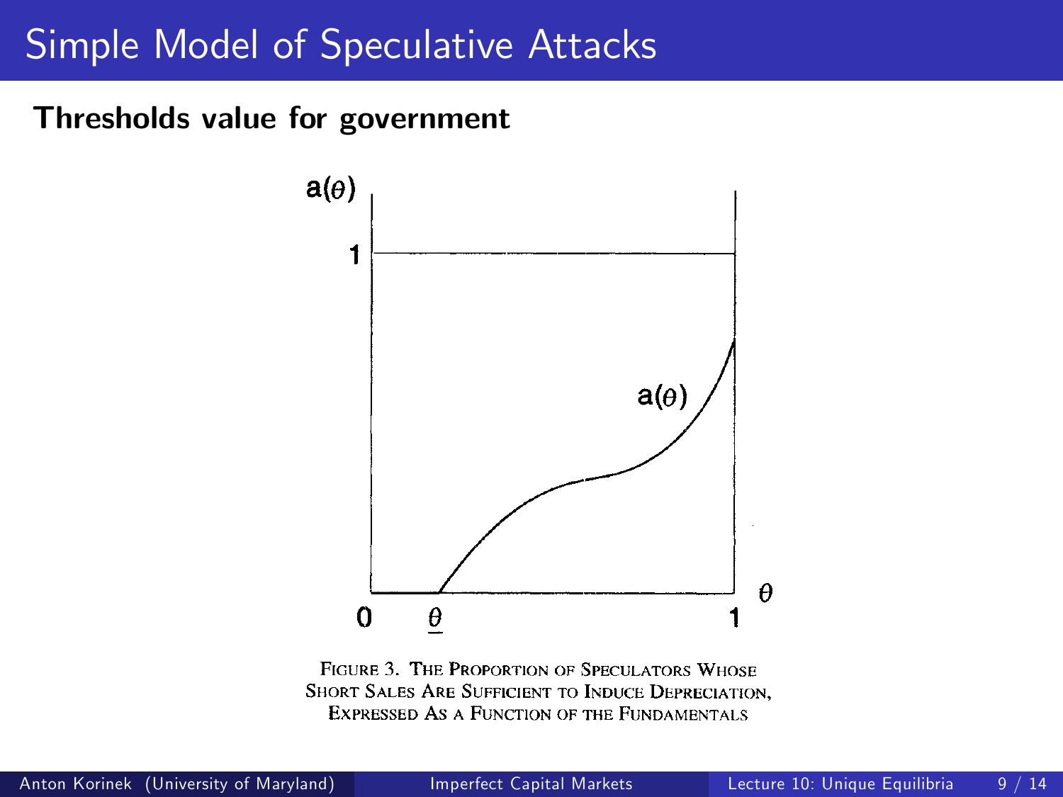# Simple Model of Speculative Attacks

**Thresholds value for government**

FIGURE 3. THE PROPORTION OF SPECULATORS WHOSE SHORT SALES ARE SUFFICIENT TO INDUCE DEPRECIATION, EXPRESSED AS A FUNCTION OF THE FUNDAMENTALS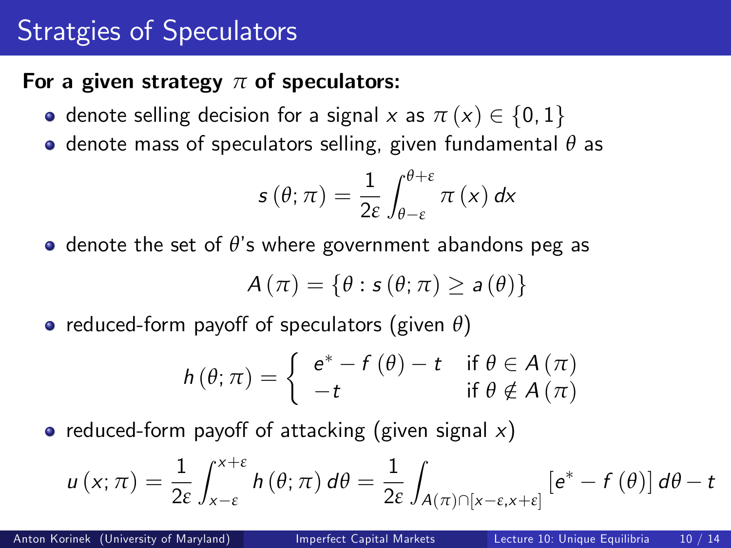# Stratgies of Speculators

**For a given strategy $\pi$ of speculators:**

- denote selling decision for a signal $x$ as $\pi(x) \in \{0, 1\}$
- denote mass of speculators selling, given fundamental $\theta$ as

$$s(\theta; \pi) = \frac{1}{2\varepsilon} \int_{\theta-\varepsilon}^{\theta+\varepsilon} \pi(x)\, dx$$

- denote the set of $\theta$'s where government abandons peg as

$$A(\pi) = \{\theta : s(\theta; \pi) \geq a(\theta)\}$$

- reduced-form payoff of speculators (given $\theta$)

$$h(\theta; \pi) = \begin{cases} e^* - f(\theta) - t & \text{if } \theta \in A(\pi) \\ -t & \text{if } \theta \notin A(\pi) \end{cases}$$

- reduced-form payoff of attacking (given signal $x$)

$$u(x; \pi) = \frac{1}{2\varepsilon} \int_{x-\varepsilon}^{x+\varepsilon} h(\theta; \pi)\, d\theta = \frac{1}{2\varepsilon} \int_{A(\pi) \cap [x-\varepsilon, x+\varepsilon]} [e^* - f(\theta)]\, d\theta - t$$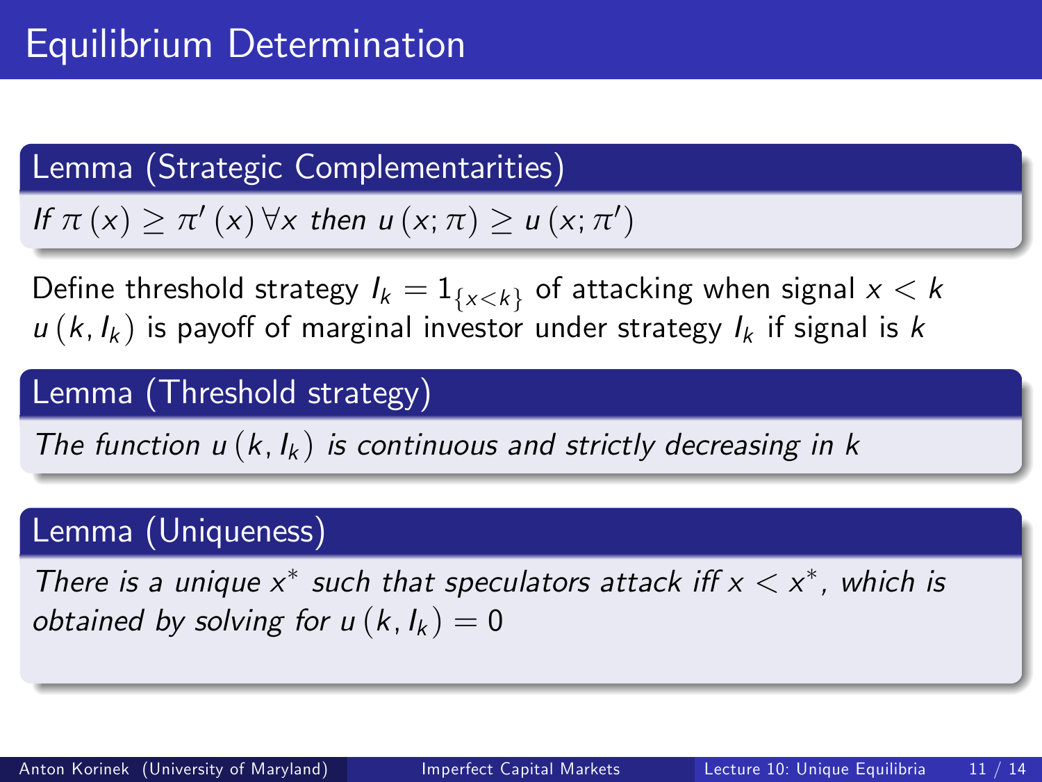# Equilibrium Determination

**Lemma (Strategic Complementarities)**

*If $\pi(x) \geq \pi'(x) \, \forall x$ then $u(x; \pi) \geq u(x; \pi')$*

Define threshold strategy $I_k = 1_{\{x<k\}}$ of attacking when signal $x < k$
$u(k, I_k)$ is payoff of marginal investor under strategy $I_k$ if signal is $k$

**Lemma (Threshold strategy)**

*The function $u(k, I_k)$ is continuous and strictly decreasing in $k$*

**Lemma (Uniqueness)**

*There is a unique $x^*$ such that speculators attack iff $x < x^*$, which is obtained by solving for $u(k, I_k) = 0$*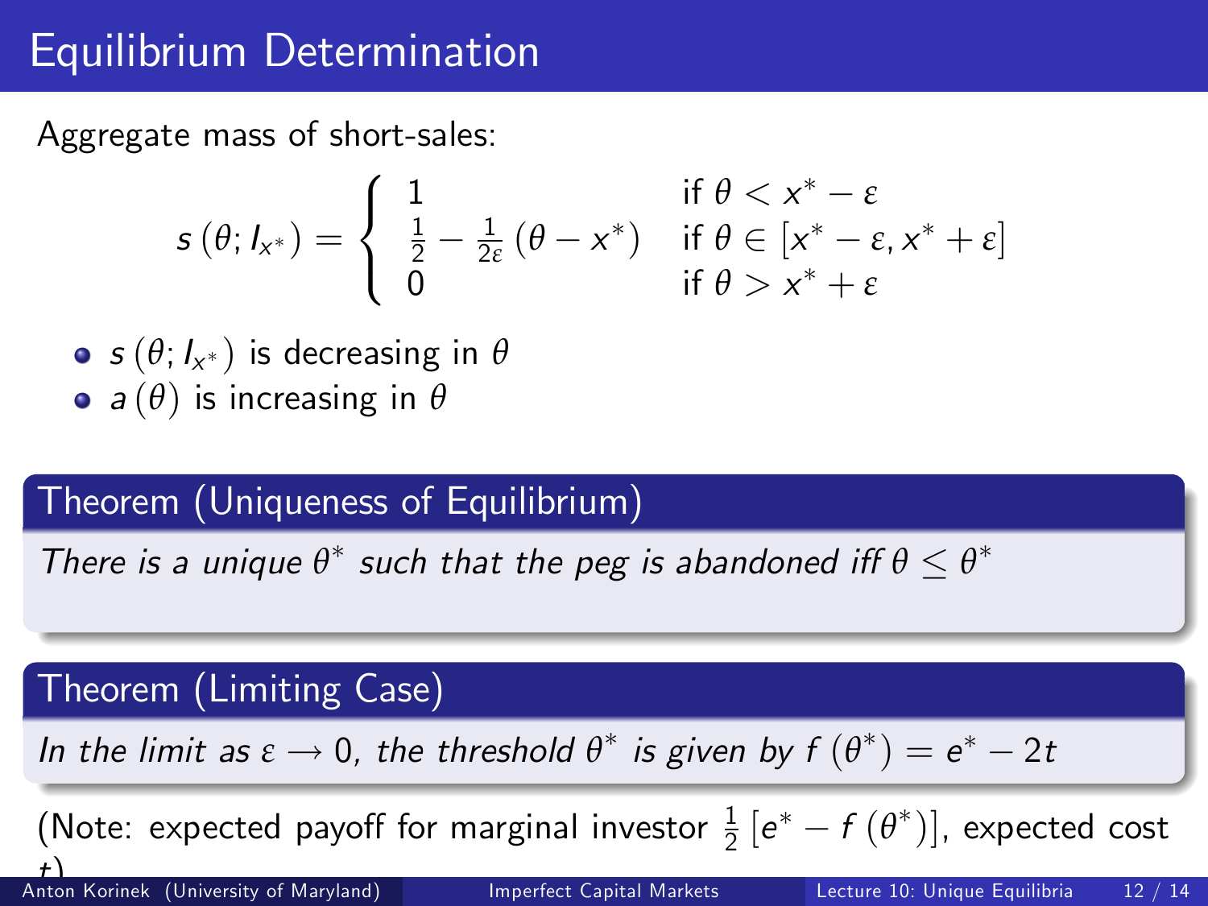# Equilibrium Determination

Aggregate mass of short-sales:

$$s(\theta; I_{x^*}) = \begin{cases} 1 & \text{if } \theta < x^* - \varepsilon \\ \frac{1}{2} - \frac{1}{2\varepsilon}(\theta - x^*) & \text{if } \theta \in [x^* - \varepsilon, x^* + \varepsilon] \\ 0 & \text{if } \theta > x^* + \varepsilon \end{cases}$$

- $s(\theta; I_{x^*})$ is decreasing in $\theta$
- $a(\theta)$ is increasing in $\theta$

**Theorem (Uniqueness of Equilibrium)**

*There is a unique $\theta^*$ such that the peg is abandoned iff $\theta \leq \theta^*$*

**Theorem (Limiting Case)**

*In the limit as $\varepsilon \to 0$, the threshold $\theta^*$ is given by $f(\theta^*) = e^* - 2t$*

(Note: expected payoff for marginal investor $\frac{1}{2}[e^* - f(\theta^*)]$, expected cost $t$)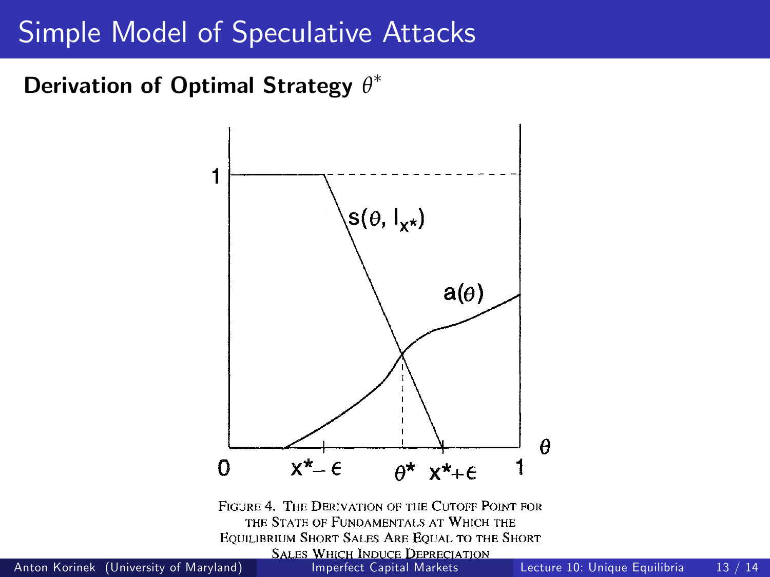# Simple Model of Speculative Attacks

**Derivation of Optimal Strategy $\theta^*$**

FIGURE 4. THE DERIVATION OF THE CUTOFF POINT FOR THE STATE OF FUNDAMENTALS AT WHICH THE EQUILIBRIUM SHORT SALES ARE EQUAL TO THE SHORT SALES WHICH INDUCE DEPRECIATION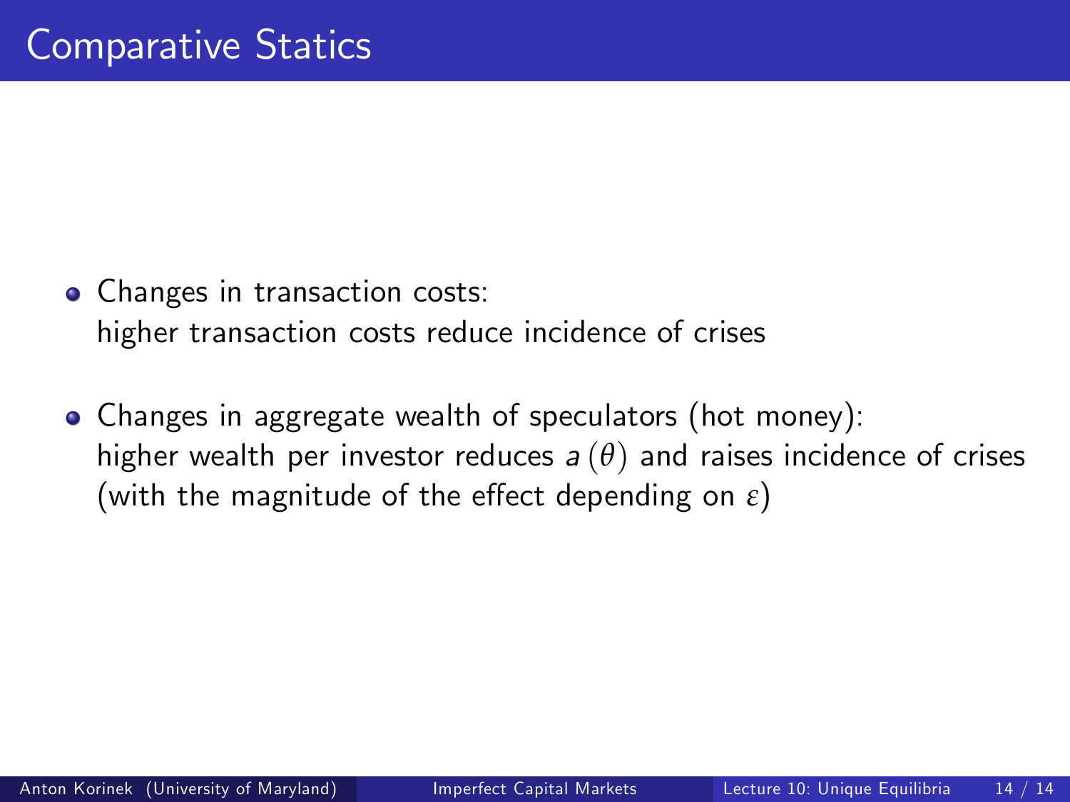# Comparative Statics

- Changes in transaction costs:
  higher transaction costs reduce incidence of crises

- Changes in aggregate wealth of speculators (hot money):
  higher wealth per investor reduces $a(\theta)$ and raises incidence of crises (with the magnitude of the effect depending on $\varepsilon$)